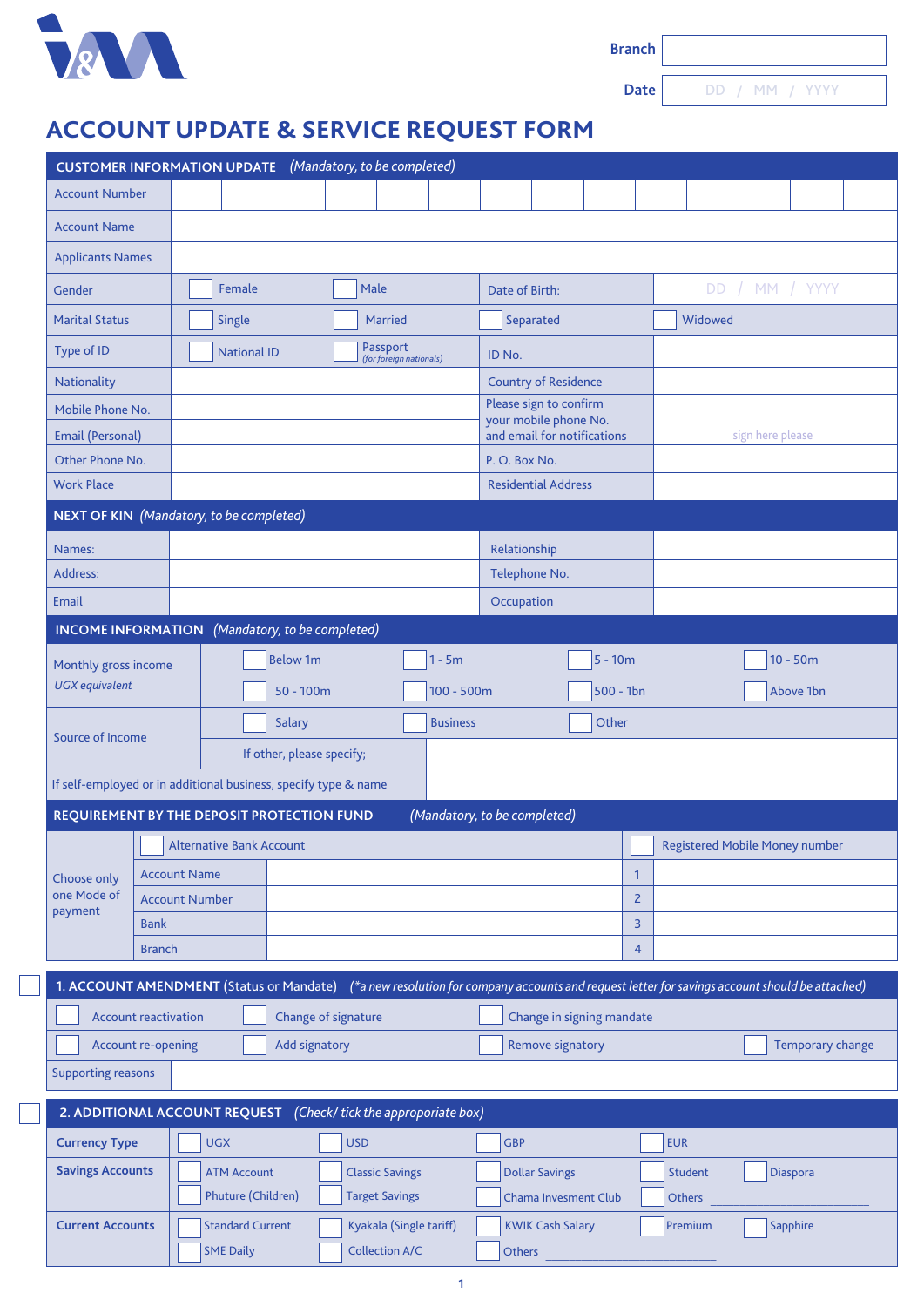| Branch | |
|---|---|
| Date | DD / MM / YYYY |

# ACCOUNT UPDATE & SERVICE REQUEST FORM

## CUSTOMER INFORMATION UPDATE *(Mandatory, to be completed)*

| | | | |
|---|---|---|---|
| Account Number | | | |
| Account Name | | | |
| Applicants Names | | | |
| Gender | ☐ Female ☐ Male | Date of Birth: | DD / MM / YYYY |
| Marital Status | ☐ Single ☐ Married | ☐ Separated | ☐ Widowed |
| Type of ID | ☐ National ID ☐ Passport *(for foreign nationals)* | ID No. | |
| Nationality | | Country of Residence | |
| Mobile Phone No. | | Please sign to confirm your mobile phone No. and email for notifications | sign here please |
| Email (Personal) | | | |
| Other Phone No. | | P. O. Box No. | |
| Work Place | | Residential Address | |

## NEXT OF KIN *(Mandatory, to be completed)*

| | | | |
|---|---|---|---|
| Names: | | Relationship | |
| Address: | | Telephone No. | |
| Email | | Occupation | |

## INCOME INFORMATION *(Mandatory, to be completed)*

| | | | | |
|---|---|---|---|---|
| Monthly gross income *UGX equivalent* | ☐ Below 1m | ☐ 1 - 5m | ☐ 5 - 10m | ☐ 10 - 50m |
| | ☐ 50 - 100m | ☐ 100 - 500m | ☐ 500 - 1bn | ☐ Above 1bn |
| Source of Income | ☐ Salary | ☐ Business | ☐ Other | |
| | If other, please specify; | | | |
| If self-employed or in additional business, specify type & name | | | | |

## REQUIREMENT BY THE DEPOSIT PROTECTION FUND *(Mandatory, to be completed)*

| | | | | |
|---|---|---|---|---|
| Choose only one Mode of payment | ☐ Alternative Bank Account | | ☐ Registered Mobile Money number | |
| | Account Name | | 1 | |
| | Account Number | | 2 | |
| | Bank | | 3 | |
| | Branch | | 4 | |

## ☐ 1. ACCOUNT AMENDMENT (Status or Mandate) *(\*a new resolution for company accounts and request letter for savings account should be attached)*

| | | | |
|---|---|---|---|
| ☐ Account reactivation | ☐ Change of signature | ☐ Change in signing mandate | |
| ☐ Account re-opening | ☐ Add signatory | ☐ Remove signatory | ☐ Temporary change |
| Supporting reasons | | | |

## ☐ 2. ADDITIONAL ACCOUNT REQUEST *(Check/ tick the appropriate box)*

| | | | | | |
|---|---|---|---|---|---|
| **Currency Type** | ☐ UGX | ☐ USD | ☐ GBP | ☐ EUR | |
| **Savings Accounts** | ☐ ATM Account | ☐ Classic Savings | ☐ Dollar Savings | ☐ Student | ☐ Diaspora |
| | ☐ Phuture (Children) | ☐ Target Savings | ☐ Chama Invesment Club | ☐ Others ____________ | |
| **Current Accounts** | ☐ Standard Current | ☐ Kyakala (Single tariff) | ☐ KWIK Cash Salary | ☐ Premium | ☐ Sapphire |
| | ☐ SME Daily | ☐ Collection A/C | ☐ Others ____________ | | |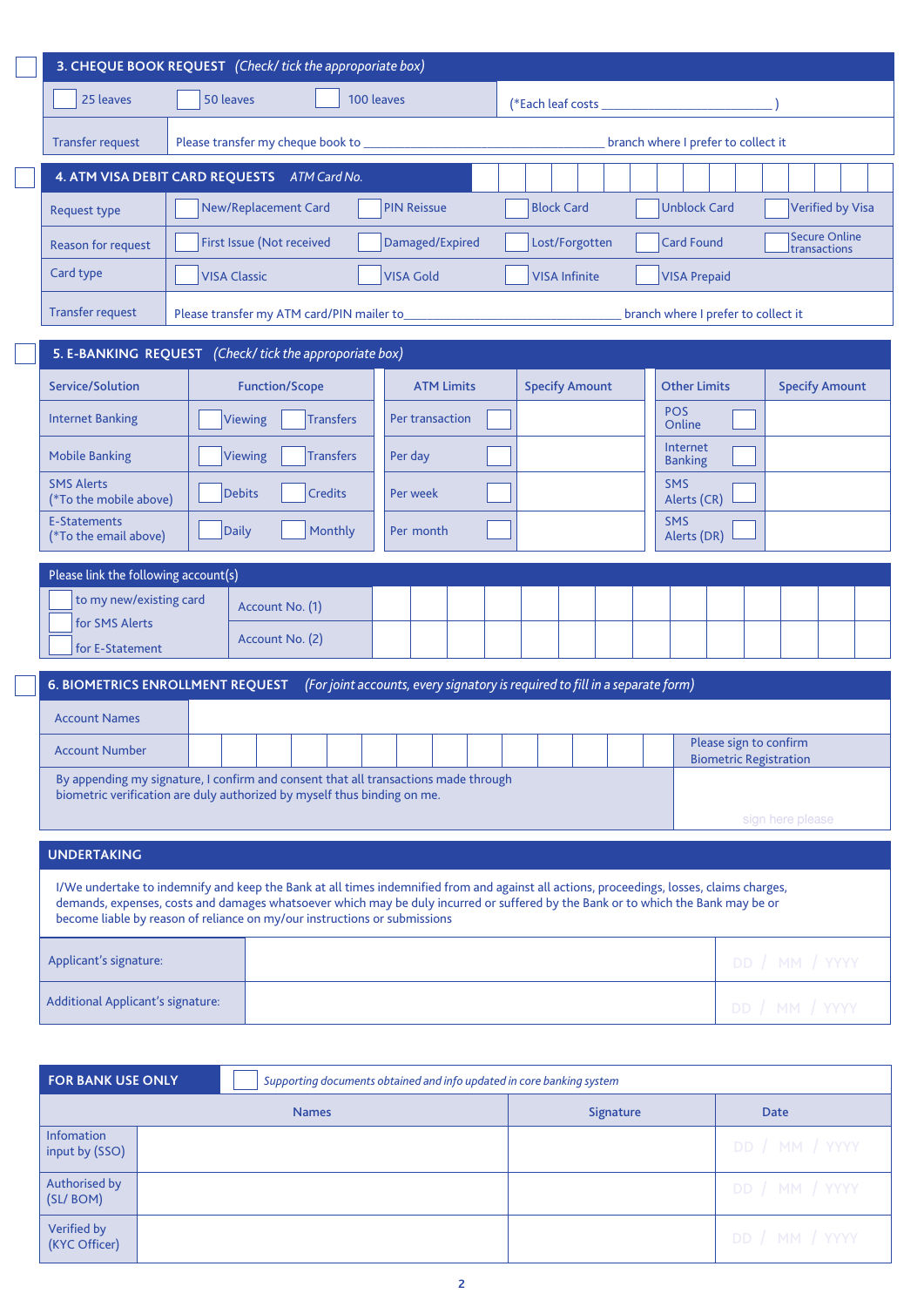## 3. CHEQUE BOOK REQUEST *(Check/ tick the approporiate box)*

| | | | |
|---|---|---|---|
| ☐ 25 leaves | ☐ 50 leaves | ☐ 100 leaves | (*Each leaf costs ______________________ ) |
| Transfer request | Please transfer my cheque book to ______________________ branch where I prefer to collect it | | |

## 4. ATM VISA DEBIT CARD REQUESTS *ATM Card No.*

| | | | | | |
|---|---|---|---|---|---|
| Request type | ☐ New/Replacement Card | ☐ PIN Reissue | ☐ Block Card | ☐ Unblock Card | ☐ Verified by Visa |
| Reason for request | ☐ First Issue (Not received | ☐ Damaged/Expired | ☐ Lost/Forgotten | ☐ Card Found | ☐ Secure Online transactions |
| Card type | ☐ VISA Classic | ☐ VISA Gold | ☐ VISA Infinite | ☐ VISA Prepaid | |
| Transfer request | Please transfer my ATM card/PIN mailer to______________________ branch where I prefer to collect it | | | | |

## 5. E-BANKING REQUEST *(Check/ tick the appropriate box)*

| Service/Solution | Function/Scope | | ATM Limits | Specify Amount | Other Limits | Specify Amount |
|---|---|---|---|---|---|---|
| Internet Banking | ☐ Viewing | ☐ Transfers | Per transaction ☐ | | POS Online ☐ | |
| Mobile Banking | ☐ Viewing | ☐ Transfers | Per day ☐ | | Internet Banking ☐ | |
| SMS Alerts (*To the mobile above) | ☐ Debits | ☐ Credits | Per week ☐ | | SMS Alerts (CR) ☐ | |
| E-Statements (*To the email above) | ☐ Daily | ☐ Monthly | Per month ☐ | | SMS Alerts (DR) ☐ | |

**Please link the following account(s)**

| | | |
|---|---|---|
| ☐ to my new/existing card | Account No. (1) | |
| ☐ for SMS Alerts<br>☐ for E-Statement | Account No. (2) | |

## 6. BIOMETRICS ENROLLMENT REQUEST *(For joint accounts, every signatory is required to fill in a separate form)*

| | | |
|---|---|---|
| Account Names | | |
| Account Number | | Please sign to confirm Biometric Registration |
| By appending my signature, I confirm and consent that all transactions made through biometric verification are duly authorized by myself thus binding on me. | | sign here please |

## UNDERTAKING

I/We undertake to indemnify and keep the Bank at all times indemnified from and against all actions, proceedings, losses, claims charges, demands, expenses, costs and damages whatsoever which may be duly incurred or suffered by the Bank or to which the Bank may be or become liable by reason of reliance on my/our instructions or submissions

| | | |
|---|---|---|
| Applicant's signature: | | DD / MM / YYYY |
| Additional Applicant's signature: | | DD / MM / YYYY |

## FOR BANK USE ONLY

☐ *Supporting documents obtained and info updated in core banking system*

| | Names | Signature | Date |
|---|---|---|---|
| Infomation input by (SSO) | | | DD / MM / YYYY |
| Authorised by (SL/ BOM) | | | DD / MM / YYYY |
| Verified by (KYC Officer) | | | DD / MM / YYYY |